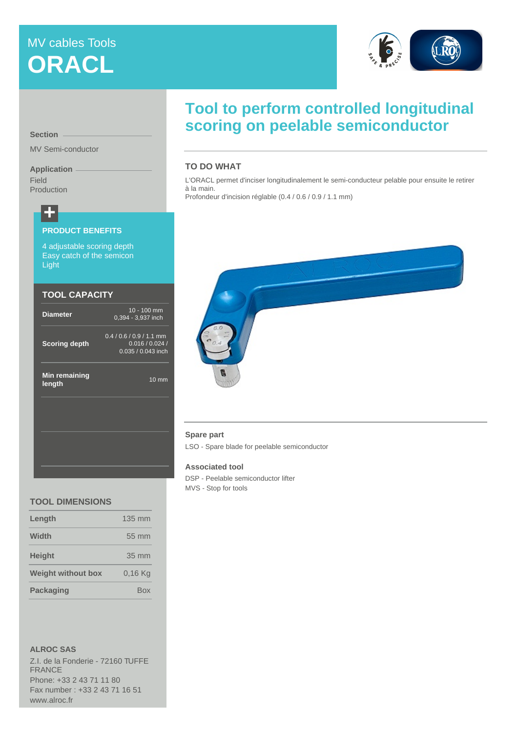MV cables Tools

# ORACL

## Tool to perform controlled longitudinal scoring on peelable semiconductor

**Section**

MV Semi-conductor

**Application**

Field
Production

### PRODUCT BENEFITS

4 adjustable scoring depth
Easy catch of the semicon
Light

### TOOL CAPACITY

| | |
|---|---|
| **Diameter** | 10 - 100 mm<br>0,394 - 3,937 inch |
| **Scoring depth** | 0.4 / 0.6 / 0.9 / 1.1 mm<br>0.016 / 0.024 /<br>0.035 / 0.043 inch |
| **Min remaining length** | 10 mm |

### TOOL DIMENSIONS

| | |
|---|---|
| **Length** | 135 mm |
| **Width** | 55 mm |
| **Height** | 35 mm |
| **Weight without box** | 0,16 Kg |
| **Packaging** | Box |

### TO DO WHAT

L'ORACL permet d'inciser longitudinalement le semi-conducteur pelable pour ensuite le retirer à la main.
Profondeur d'incision réglable (0.4 / 0.6 / 0.9 / 1.1 mm)

**Spare part**

LSO - Spare blade for peelable semiconductor

**Associated tool**

DSP - Peelable semiconductor lifter
MVS - Stop for tools

**ALROC SAS**

Z.I. de la Fonderie - 72160 TUFFE
FRANCE
Phone: +33 2 43 71 11 80
Fax number : +33 2 43 71 16 51
www.alroc.fr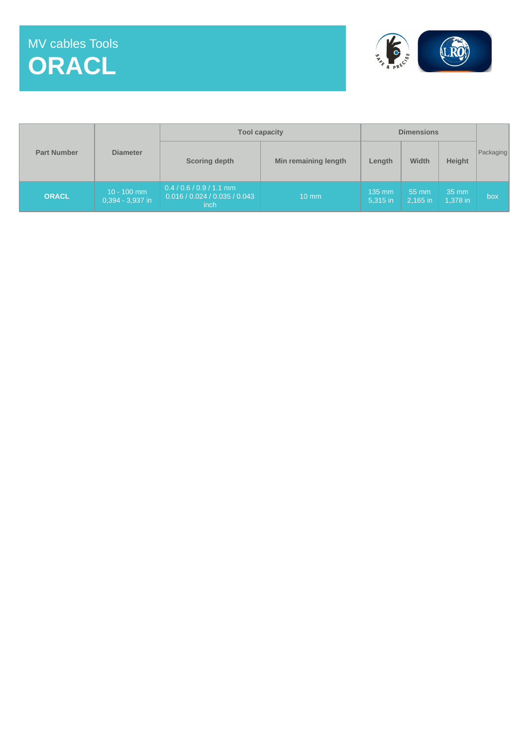MV cables Tools

# ORACL

| Part Number | Diameter | Tool capacity | | Dimensions | | | Packaging |
|---|---|---|---|---|---|---|---|
| | | Scoring depth | Min remaining length | Length | Width | Height | |
| **ORACL** | 10 - 100 mm 0,394 - 3,937 in | 0.4 / 0.6 / 0.9 / 1.1 mm 0.016 / 0.024 / 0.035 / 0.043 inch | 10 mm | 135 mm 5,315 in | 55 mm 2,165 in | 35 mm 1,378 in | box |